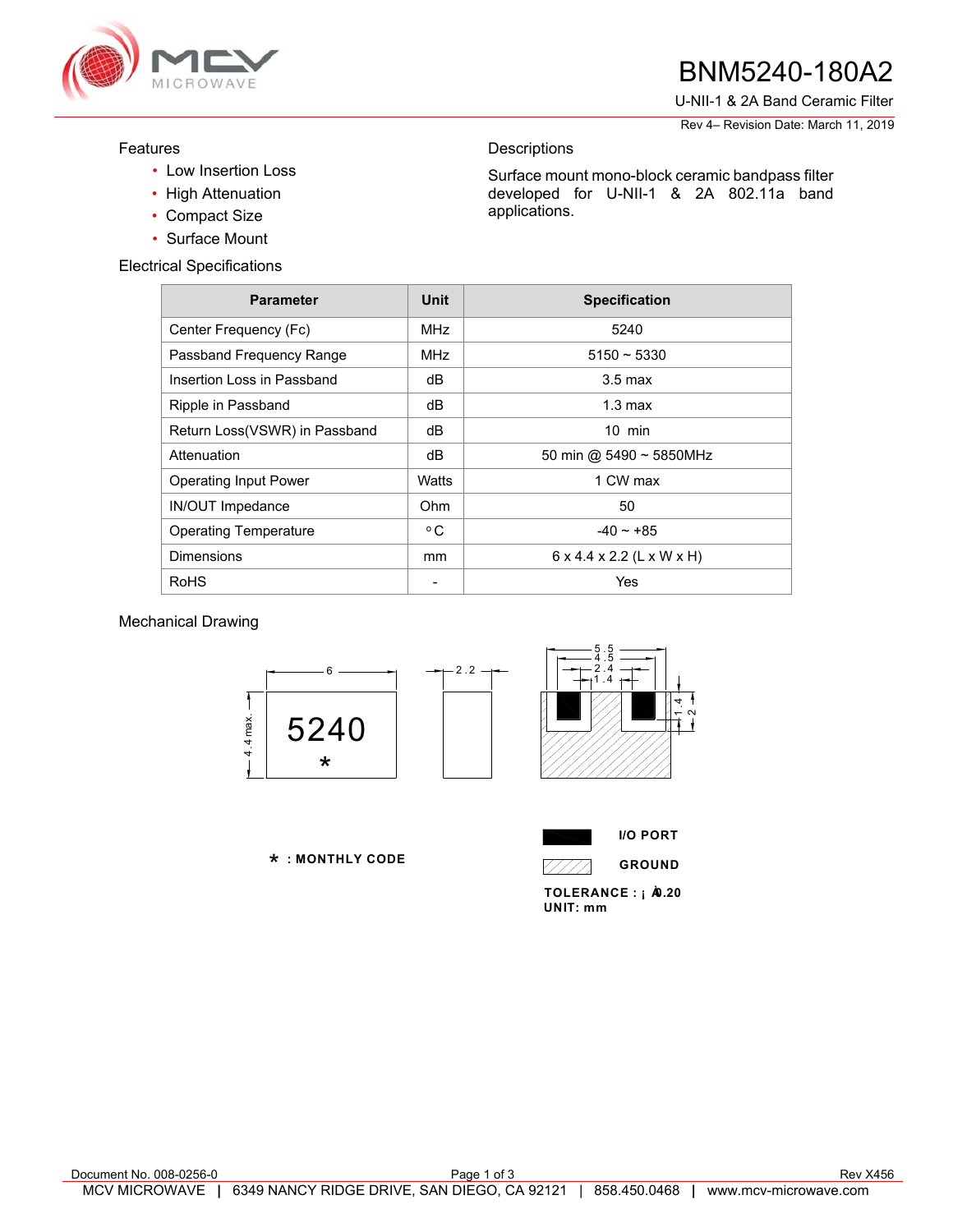# BNM5240-180A2

U-NII-1 & 2A Band Ceramic Filter

Rev 4– Revision Date: March 11, 2019

## Features

- Low Insertion Loss
- High Attenuation
- Compact Size
- Surface Mount

## Descriptions

Surface mount mono-block ceramic bandpass filter developed for U-NII-1 & 2A 802.11a band applications.

## Electrical Specifications

| Parameter | Unit | Specification |
|---|---|---|
| Center Frequency (Fc) | MHz | 5240 |
| Passband Frequency Range | MHz | 5150 ~ 5330 |
| Insertion Loss in Passband | dB | 3.5 max |
| Ripple in Passband | dB | 1.3 max |
| Return Loss(VSWR) in Passband | dB | 10 min |
| Attenuation | dB | 50 min @ 5490 ~ 5850MHz |
| Operating Input Power | Watts | 1 CW max |
| IN/OUT Impedance | Ohm | 50 |
| Operating Temperature | °C | -40 ~ +85 |
| Dimensions | mm | 6 x 4.4 x 2.2 (L x W x H) |
| RoHS | - | Yes |

## Mechanical Drawing

6

4.4 max.

5240

*

2.2

5.5

4.5

2.4

1.4

1.4

2

* : MONTHLY CODE

I/O PORT

GROUND

TOLERANCE : ±0.20

UNIT: mm

Document No. 008-0256-0

Rev X456

MCV MICROWAVE | 6349 NANCY RIDGE DRIVE, SAN DIEGO, CA 92121 | 858.450.0468 | www.mcv-microwave.com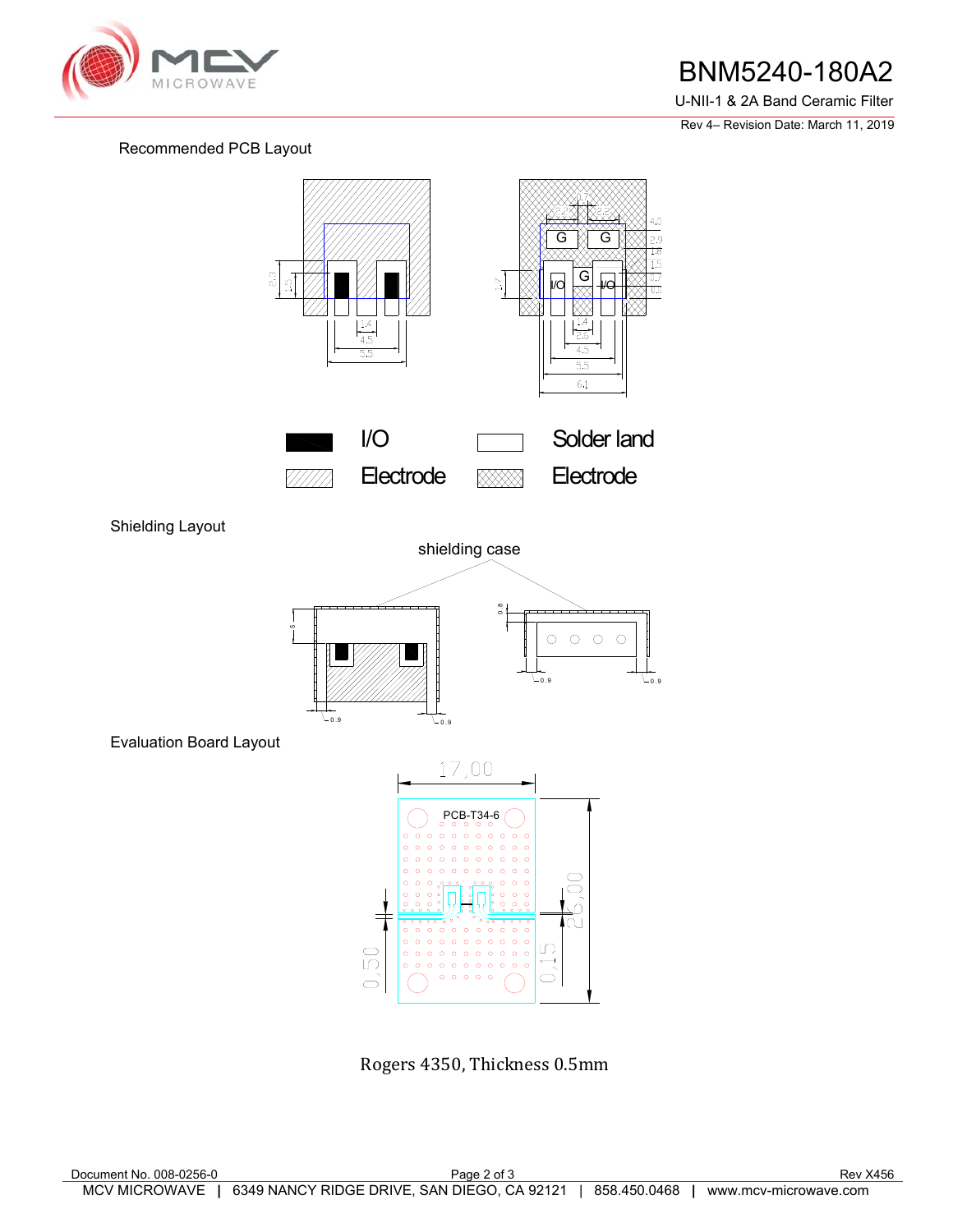## Recommended PCB Layout

| | |
|---|---|
| I/O | Solder land |
| Electrode | Electrode |

## Shielding Layout

shielding case

## Evaluation Board Layout

PCB-T34-6

17,00

26,00

0,50

0,15

Rogers 4350, Thickness 0.5mm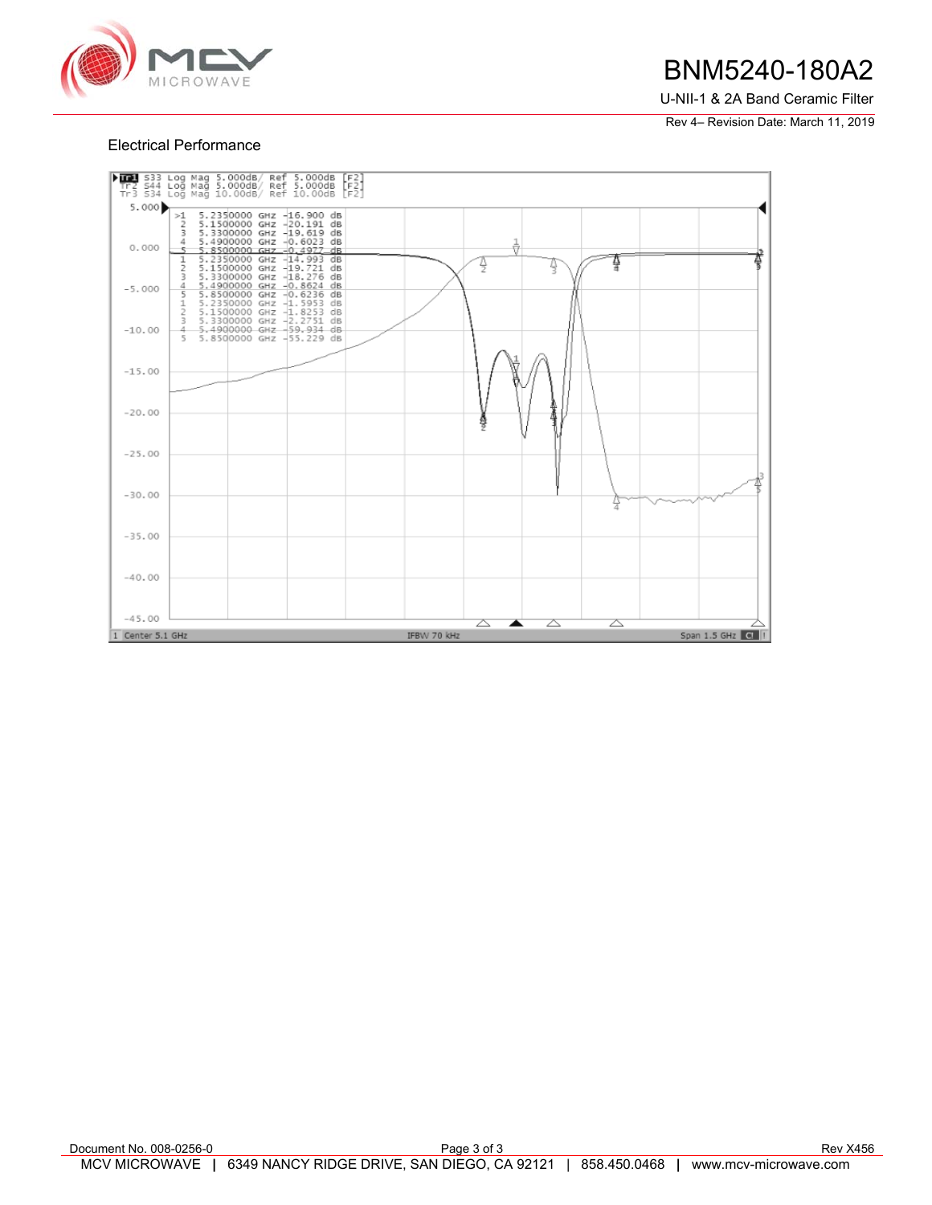# BNM5240-180A2

U-NII-1 & 2A Band Ceramic Filter

Rev 4– Revision Date: March 11, 2019

## Electrical Performance

Tr1 S33 Log Mag 5.000dB/ Ref 5.000dB [F2]
Tr2 S44 Log Mag 5.000dB/ Ref 5.000dB [F2]
Tr3 S34 Log Mag 10.00dB/ Ref 10.00dB [F2]

>1 5.2350000 GHz -16.900 dB
2 5.1500000 GHz -20.191 dB
3 5.3300000 GHz -19.619 dB
4 5.4900000 GHz -0.6023 dB
5 5.8500000 GHz -0.4977 dB
1 5.2350000 GHz -14.993 dB
2 5.1500000 GHz -19.721 dB
3 5.3300000 GHz -18.276 dB
4 5.4900000 GHz -0.8624 dB
5 5.8500000 GHz -0.6236 dB
1 5.2350000 GHz -1.5953 dB
2 5.1500000 GHz -1.8253 dB
3 5.3300000 GHz -2.2751 dB
4 5.4900000 GHz -59.934 dB
5 5.8500000 GHz -55.229 dB

5.000
0.000
-5.000
-10.00
-15.00
-20.00
-25.00
-30.00
-35.00
-40.00
-45.00

1 Center 5.1 GHz IFBW 70 kHz Span 1.5 GHz

Document No. 008-0256-0

Rev X456

MCV MICROWAVE | 6349 NANCY RIDGE DRIVE, SAN DIEGO, CA 92121 | 858.450.0468 | www.mcv-microwave.com